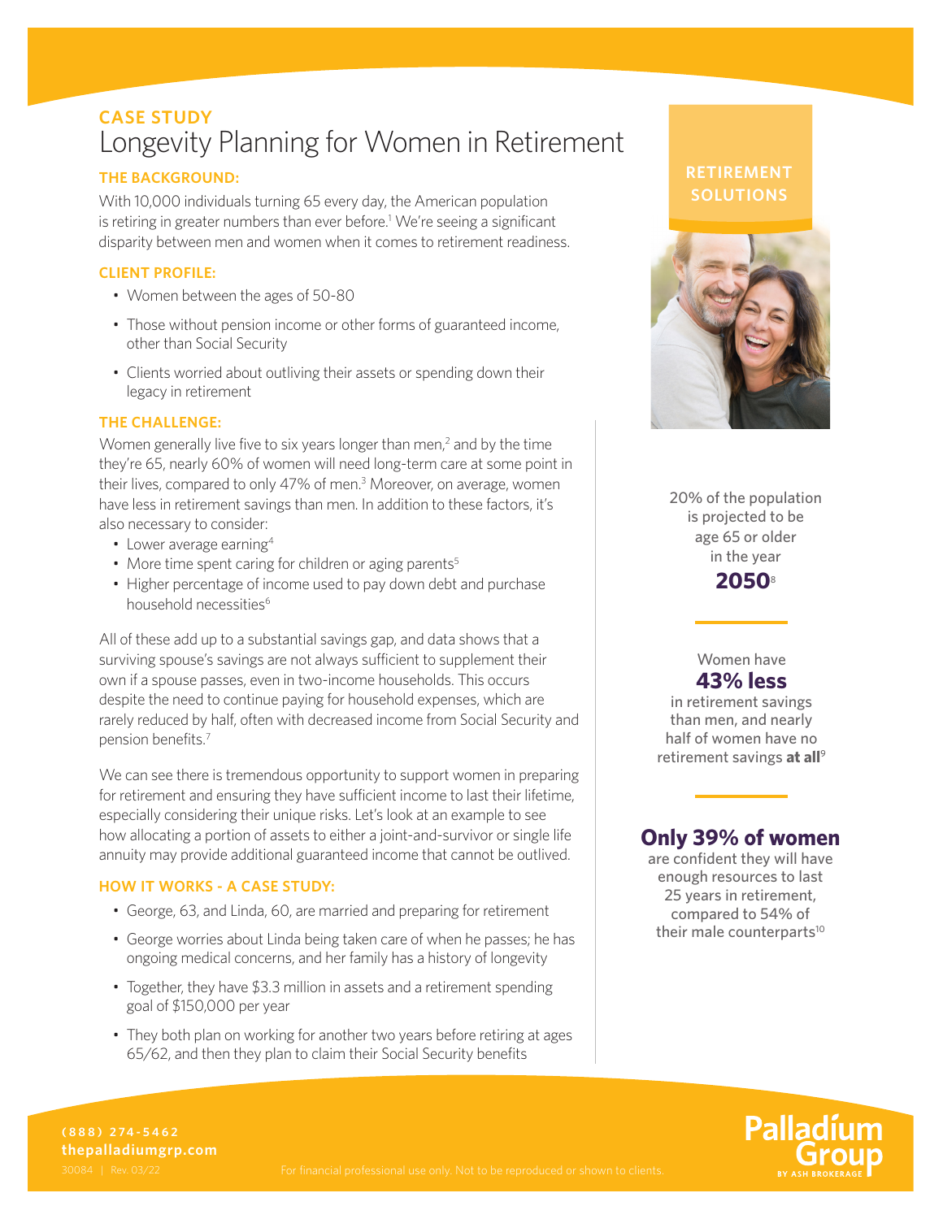## CASE STUDY

# Longevity Planning for Women in Retirement

### THE BACKGROUND:

With 10,000 individuals turning 65 every day, the American population is retiring in greater numbers than ever before.[1] We're seeing a significant disparity between men and women when it comes to retirement readiness.

### CLIENT PROFILE:

- Women between the ages of 50-80
- Those without pension income or other forms of guaranteed income, other than Social Security
- Clients worried about outliving their assets or spending down their legacy in retirement

### THE CHALLENGE:

Women generally live five to six years longer than men,[2] and by the time they're 65, nearly 60% of women will need long-term care at some point in their lives, compared to only 47% of men.[3] Moreover, on average, women have less in retirement savings than men. In addition to these factors, it's also necessary to consider:

- Lower average earning[4]
- More time spent caring for children or aging parents[5]
- Higher percentage of income used to pay down debt and purchase household necessities[6]

All of these add up to a substantial savings gap, and data shows that a surviving spouse's savings are not always sufficient to supplement their own if a spouse passes, even in two-income households. This occurs despite the need to continue paying for household expenses, which are rarely reduced by half, often with decreased income from Social Security and pension benefits.[7]

We can see there is tremendous opportunity to support women in preparing for retirement and ensuring they have sufficient income to last their lifetime, especially considering their unique risks. Let's look at an example to see how allocating a portion of assets to either a joint-and-survivor or single life annuity may provide additional guaranteed income that cannot be outlived.

### HOW IT WORKS - A CASE STUDY:

- George, 63, and Linda, 60, are married and preparing for retirement
- George worries about Linda being taken care of when he passes; he has ongoing medical concerns, and her family has a history of longevity
- Together, they have $3.3 million in assets and a retirement spending goal of $150,000 per year
- They both plan on working for another two years before retiring at ages 65/62, and then they plan to claim their Social Security benefits

**RETIREMENT SOLUTIONS**

20% of the population is projected to be age 65 or older in the year **2050**[8]

Women have **43% less** in retirement savings than men, and nearly half of women have no retirement savings **at all**[9]

**Only 39% of women** are confident they will have enough resources to last 25 years in retirement, compared to 54% of their male counterparts[10]

**(888) 274-5462**
**thepalladiumgrp.com**
30084 | Rev. 03/22

For financial professional use only. Not to be reproduced or shown to clients.

Palladium Group BY ASH BROKERAGE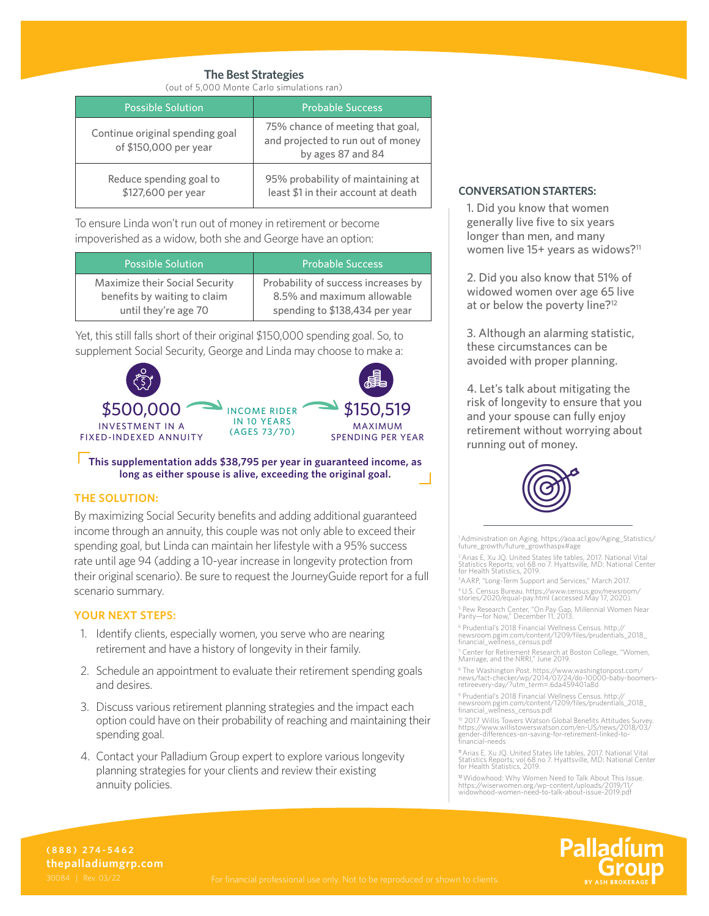### The Best Strategies

(out of 5,000 Monte Carlo simulations ran)

| Possible Solution | Probable Success |
| --- | --- |
| Continue original spending goal of $150,000 per year | 75% chance of meeting that goal, and projected to run out of money by ages 87 and 84 |
| Reduce spending goal to $127,600 per year | 95% probability of maintaining at least $1 in their account at death |

To ensure Linda won't run out of money in retirement or become impoverished as a widow, both she and George have an option:

| Possible Solution | Probable Success |
| --- | --- |
| Maximize their Social Security benefits by waiting to claim until they're age 70 | Probability of success increases by 8.5% and maximum allowable spending to $138,434 per year |

Yet, this still falls short of their original $150,000 spending goal. So, to supplement Social Security, George and Linda may choose to make a:

$500,000
INVESTMENT IN A FIXED-INDEXED ANNUITY

INCOME RIDER IN 10 YEARS (AGES 73/70)

$150,519
MAXIMUM SPENDING PER YEAR

**This supplementation adds $38,795 per year in guaranteed income, as long as either spouse is alive, exceeding the original goal.**

## THE SOLUTION:

By maximizing Social Security benefits and adding additional guaranteed income through an annuity, this couple was not only able to exceed their spending goal, but Linda can maintain her lifestyle with a 95% success rate until age 94 (adding a 10-year increase in longevity protection from their original scenario). Be sure to request the JourneyGuide report for a full scenario summary.

## YOUR NEXT STEPS:

1. Identify clients, especially women, you serve who are nearing retirement and have a history of longevity in their family.
2. Schedule an appointment to evaluate their retirement spending goals and desires.
3. Discuss various retirement planning strategies and the impact each option could have on their probability of reaching and maintaining their spending goal.
4. Contact your Palladium Group expert to explore various longevity planning strategies for your clients and review their existing annuity policies.

## CONVERSATION STARTERS:

1. Did you know that women generally live five to six years longer than men, and many women live 15+ years as widows?[11]

2. Did you also know that 51% of widowed women over age 65 live at or below the poverty line?[12]

3. Although an alarming statistic, these circumstances can be avoided with proper planning.

4. Let's talk about mitigating the risk of longevity to ensure that you and your spouse can fully enjoy retirement without worrying about running out of money.

---

[1] Administration on Aging. https://aoa.acl.gov/Aging_Statistics/future_growth/future_growthaspx#age

[2] Arias E, Xu JQ. United States life tables, 2017. National Vital Statistics Reports; vol 68 no 7. Hyattsville, MD: National Center for Health Statistics, 2019.

[3] AARP, "Long-Term Support and Services," March 2017.

[4] U.S. Census Bureau. https://www.census.gov/newsroom/stories/2020/equal-pay.html (accessed May 17, 2020).

[5] Pew Research Center, "On Pay Gap, Millennial Women Near Parity—for Now," December 11, 2013.

[6] Prudential's 2018 Financial Wellness Census. http://newsroom.pgim.com/content/1209/files/prudentials_2018_financial_wellness_census.pdf

[7] Center for Retirement Research at Boston College, "Women, Marriage, and the NRRI," June 2019.

[8] The Washington Post. https://www.washingtonpost.com/news/fact-checker/wp/2014/07/24/do-10000-baby-boomers-retireevery-day/?utm_term=.6da459401a8d

[9] Prudential's 2018 Financial Wellness Census. http://newsroom.pgim.com/content/1209/files/prudentials_2018_financial_wellness_census.pdf

[10] 2017 Willis Towers Watson Global Benefits Attitudes Survey. https://www.willistowerswatson.com/en-US/news/2018/03/gender-differences-on-saving-for-retirement-linked-to-financial-needs

[11] Arias E, Xu JQ. United States life tables, 2017. National Vital Statistics Reports; vol 68 no 7. Hyattsville, MD: National Center for Health Statistics, 2019.

[12] Widowhood: Why Women Need to Talk About This Issue. https://wiserwomen.org/wp-content/uploads/2019/11/widowhood-women-need-to-talk-about-issue-2019.pdf

(888) 274-5462
thepalladiumgrp.com
30084 | Rev. 03/22

For financial professional use only. Not to be reproduced or shown to clients.

Palladium Group BY ASH BROKERAGE